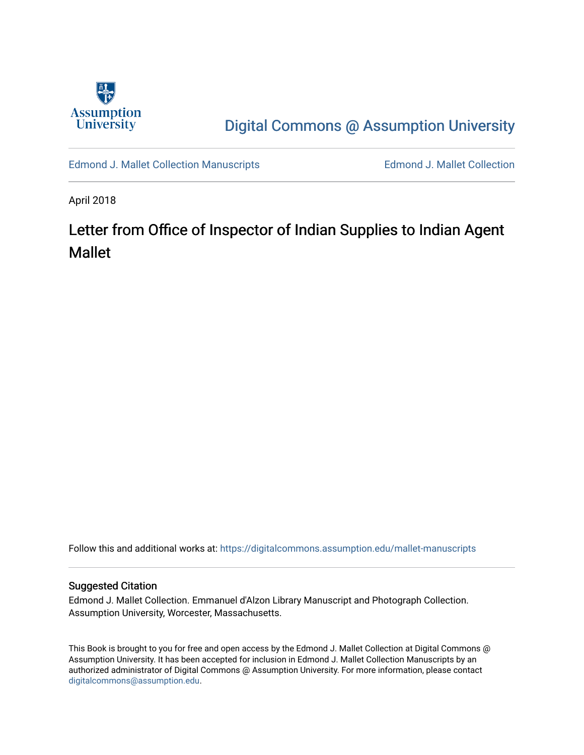Assumption University

# Digital Commons @ Assumption University

Edmond J. Mallet Collection Manuscripts | Edmond J. Mallet Collection

April 2018

## Letter from Office of Inspector of Indian Supplies to Indian Agent Mallet

Follow this and additional works at: https://digitalcommons.assumption.edu/mallet-manuscripts

### Suggested Citation

Edmond J. Mallet Collection. Emmanuel d'Alzon Library Manuscript and Photograph Collection. Assumption University, Worcester, Massachusetts.

This Book is brought to you for free and open access by the Edmond J. Mallet Collection at Digital Commons @ Assumption University. It has been accepted for inclusion in Edmond J. Mallet Collection Manuscripts by an authorized administrator of Digital Commons @ Assumption University. For more information, please contact digitalcommons@assumption.edu.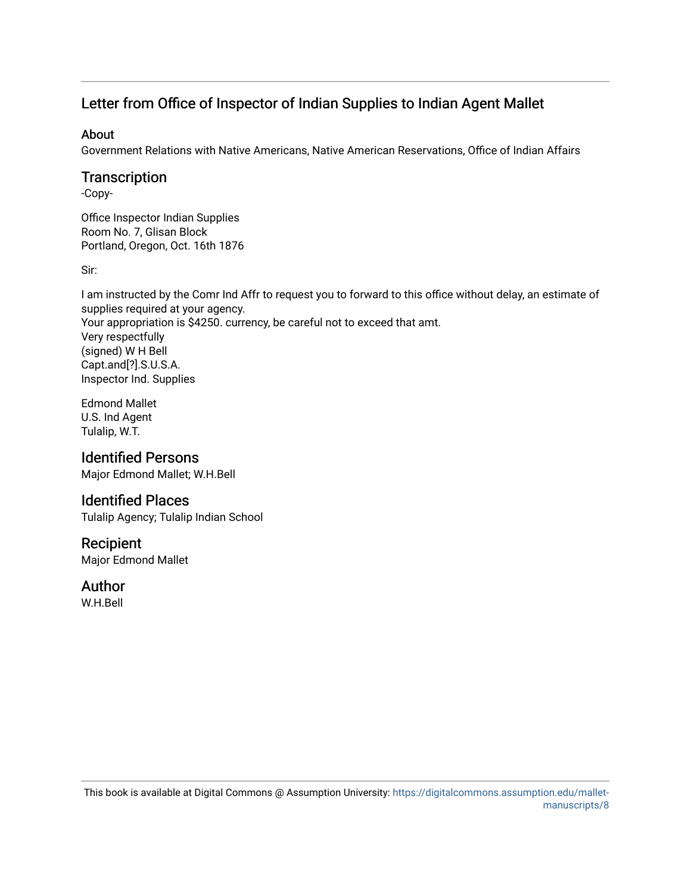## Letter from Office of Inspector of Indian Supplies to Indian Agent Mallet

### About

Government Relations with Native Americans, Native American Reservations, Office of Indian Affairs

### Transcription

-Copy-

Office Inspector Indian Supplies
Room No. 7, Glisan Block
Portland, Oregon, Oct. 16th 1876

Sir:

I am instructed by the Comr Ind Affr to request you to forward to this office without delay, an estimate of supplies required at your agency.
Your appropriation is $4250. currency, be careful not to exceed that amt.
Very respectfully
(signed) W H Bell
Capt.and[?].S.U.S.A.
Inspector Ind. Supplies

Edmond Mallet
U.S. Ind Agent
Tulalip, W.T.

### Identified Persons

Major Edmond Mallet; W.H.Bell

### Identified Places

Tulalip Agency; Tulalip Indian School

### Recipient

Major Edmond Mallet

### Author

W.H.Bell

This book is available at Digital Commons @ Assumption University: https://digitalcommons.assumption.edu/mallet-manuscripts/8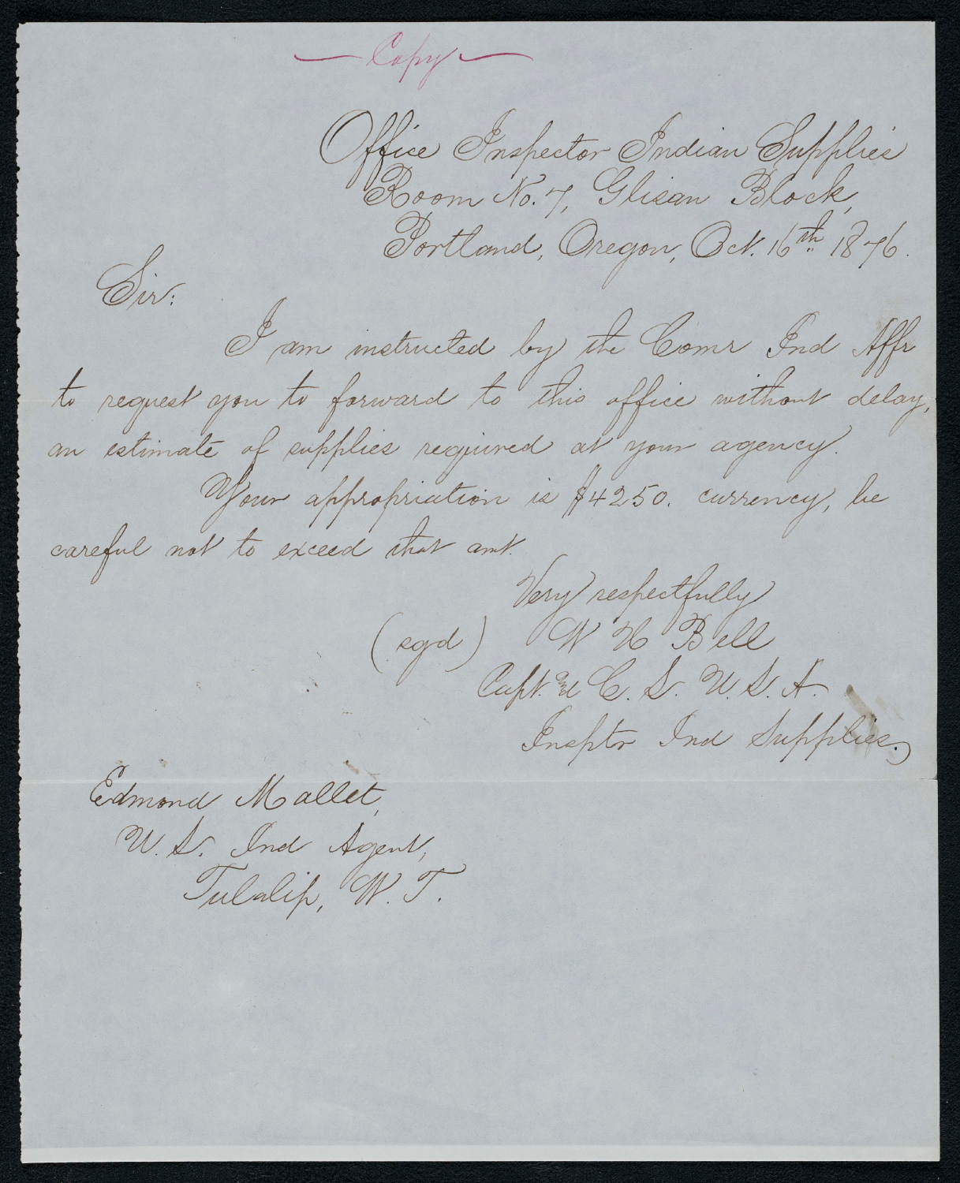— Copy —

Office Inspector Indian Supplies
Room No. 7, Glisan Block,
Portland, Oregon, Oct. 16th 1876.

Sir:

I am instructed by the Comr Ind Affs to request you to forward to this office without delay, an estimate of supplies required at your agency.

Your appropriation is $4250. currency, be careful not to exceed that amt.

Very respectfully
(sgd) W H Bell
Capt. & C. S. U. S. A.
Insptr Ind Supplies

Edmond Mallet,
U. S. Ind Agent,
Tulalip, W. T.